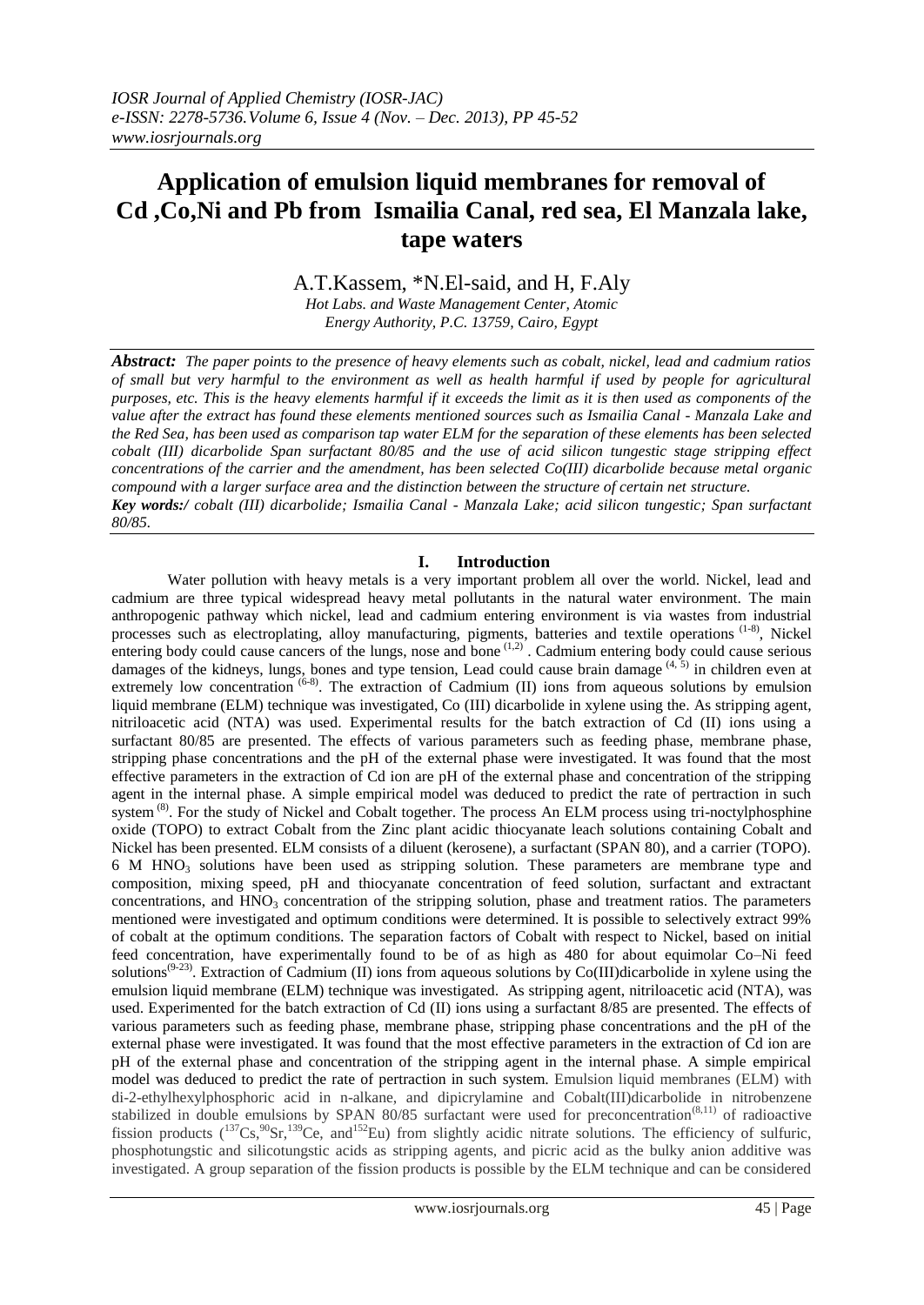# Application of emulsion liquid membranes for removal of Cd ,Co,Ni and Pb from Ismailia Canal, red sea, El Manzala lake, tape waters

A.T.Kassem, *N.El-said, and H, F.Aly

*Hot Labs. and Waste Management Center, Atomic Energy Authority, P.C. 13759, Cairo, Egypt*

***Abstract:*** *The paper points to the presence of heavy elements such as cobalt, nickel, lead and cadmium ratios of small but very harmful to the environment as well as health harmful if used by people for agricultural purposes, etc. This is the heavy elements harmful if it exceeds the limit as it is then used as components of the value after the extract has found these elements mentioned sources such as Ismailia Canal - Manzala Lake and the Red Sea, has been used as comparison tap water ELM for the separation of these elements has been selected cobalt (III) dicarbolide Span surfactant 80/85 and the use of acid silicon tungestic stage stripping effect concentrations of the carrier and the amendment, has been selected Co(III) dicarbolide because metal organic compound with a larger surface area and the distinction between the structure of certain net structure.*

***Key words:/*** *cobalt (III) dicarbolide; Ismailia Canal - Manzala Lake; acid silicon tungestic; Span surfactant 80/85.*

## I. Introduction

Water pollution with heavy metals is a very important problem all over the world. Nickel, lead and cadmium are three typical widespread heavy metal pollutants in the natural water environment. The main anthropogenic pathway which nickel, lead and cadmium entering environment is via wastes from industrial processes such as electroplating, alloy manufacturing, pigments, batteries and textile operations [1-8], Nickel entering body could cause cancers of the lungs, nose and bone [1,2] . Cadmium entering body could cause serious damages of the kidneys, lungs, bones and type tension, Lead could cause brain damage [4, 5] in children even at extremely low concentration [6-8]. The extraction of Cadmium (II) ions from aqueous solutions by emulsion liquid membrane (ELM) technique was investigated, Co (III) dicarbolide in xylene using the. As stripping agent, nitriloacetic acid (NTA) was used. Experimental results for the batch extraction of Cd (II) ions using a surfactant 80/85 are presented. The effects of various parameters such as feeding phase, membrane phase, stripping phase concentrations and the pH of the external phase were investigated. It was found that the most effective parameters in the extraction of Cd ion are pH of the external phase and concentration of the stripping agent in the internal phase. A simple empirical model was deduced to predict the rate of pertraction in such system [8]. For the study of Nickel and Cobalt together. The process An ELM process using tri-noctylphosphine oxide (TOPO) to extract Cobalt from the Zinc plant acidic thiocyanate leach solutions containing Cobalt and Nickel has been presented. ELM consists of a diluent (kerosene), a surfactant (SPAN 80), and a carrier (TOPO). 6 M $HNO_3$ solutions have been used as stripping solution. These parameters are membrane type and composition, mixing speed, pH and thiocyanate concentration of feed solution, surfactant and extractant concentrations, and $HNO_3$ concentration of the stripping solution, phase and treatment ratios. The parameters mentioned were investigated and optimum conditions were determined. It is possible to selectively extract 99% of cobalt at the optimum conditions. The separation factors of Cobalt with respect to Nickel, based on initial feed concentration, have experimentally found to be of as high as 480 for about equimolar Co–Ni feed solutions[9-23]. Extraction of Cadmium (II) ions from aqueous solutions by Co(III)dicarbolide in xylene using the emulsion liquid membrane (ELM) technique was investigated. As stripping agent, nitriloacetic acid (NTA), was used. Experimented for the batch extraction of Cd (II) ions using a surfactant 8/85 are presented. The effects of various parameters such as feeding phase, membrane phase, stripping phase concentrations and the pH of the external phase were investigated. It was found that the most effective parameters in the extraction of Cd ion are pH of the external phase and concentration of the stripping agent in the internal phase. A simple empirical model was deduced to predict the rate of pertraction in such system. Emulsion liquid membranes (ELM) with di-2-ethylhexylphosphoric acid in n-alkane, and dipicrylamine and Cobalt(III)dicarbolide in nitrobenzene stabilized in double emulsions by SPAN 80/85 surfactant were used for preconcentration[8,11] of radioactive fission products ($^{137}Cs$, $^{90}Sr$, $^{139}Ce$, and $^{152}Eu$) from slightly acidic nitrate solutions. The efficiency of sulfuric, phosphotungstic and silicotungstic acids as stripping agents, and picric acid as the bulky anion additive was investigated. A group separation of the fission products is possible by the ELM technique and can be considered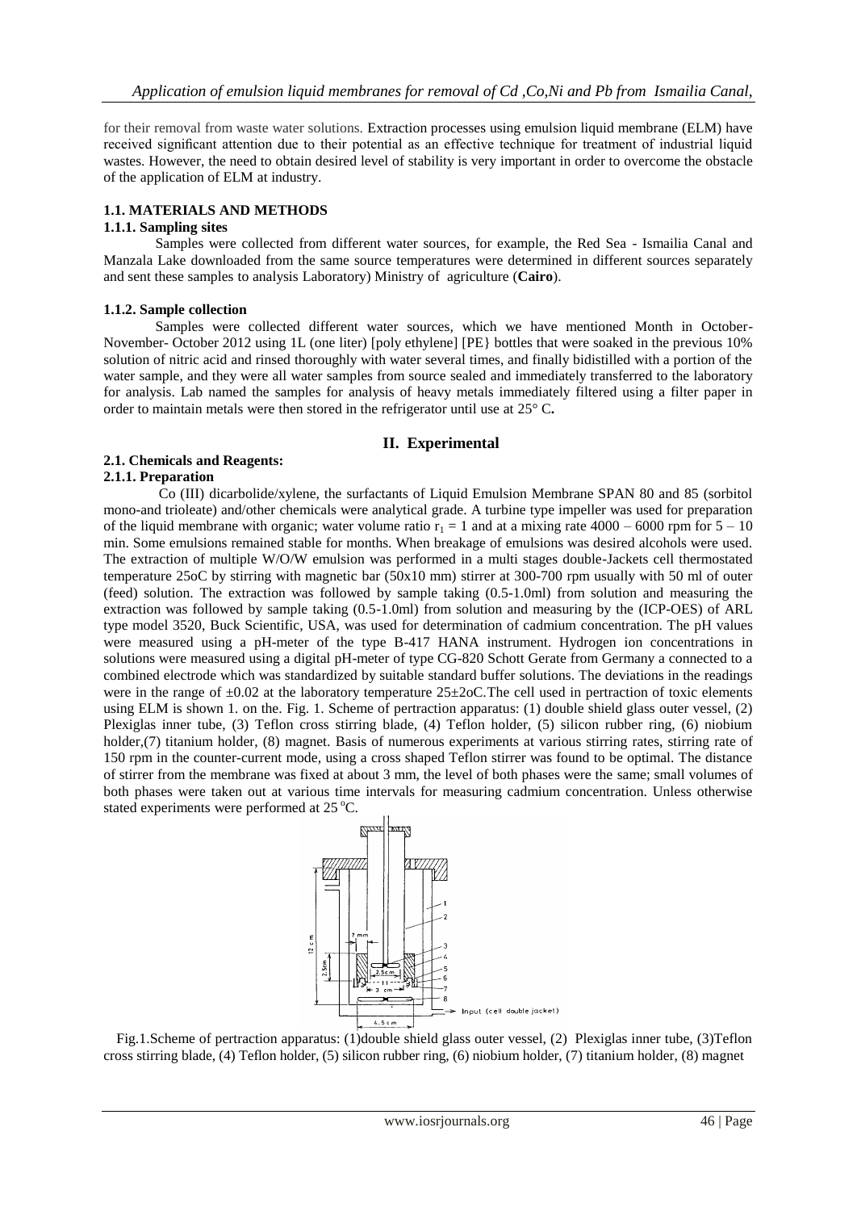for their removal from waste water solutions. Extraction processes using emulsion liquid membrane (ELM) have received significant attention due to their potential as an effective technique for treatment of industrial liquid wastes. However, the need to obtain desired level of stability is very important in order to overcome the obstacle of the application of ELM at industry.

### 1.1. MATERIALS AND METHODS

#### 1.1.1. Sampling sites

Samples were collected from different water sources, for example, the Red Sea - Ismailia Canal and Manzala Lake downloaded from the same source temperatures were determined in different sources separately and sent these samples to analysis Laboratory) Ministry of agriculture (**Cairo**).

#### 1.1.2. Sample collection

Samples were collected different water sources, which we have mentioned Month in October-November- October 2012 using 1L (one liter) [poly ethylene] [PE} bottles that were soaked in the previous 10% solution of nitric acid and rinsed thoroughly with water several times, and finally bidistilled with a portion of the water sample, and they were all water samples from source sealed and immediately transferred to the laboratory for analysis. Lab named the samples for analysis of heavy metals immediately filtered using a filter paper in order to maintain metals were then stored in the refrigerator until use at 25° C**.**

## II. Experimental

### 2.1. Chemicals and Reagents:

#### 2.1.1. Preparation

Co (III) dicarbolide/xylene, the surfactants of Liquid Emulsion Membrane SPAN 80 and 85 (sorbitol mono-and trioleate) and/other chemicals were analytical grade. A turbine type impeller was used for preparation of the liquid membrane with organic; water volume ratio $r_1 = 1$ and at a mixing rate 4000 – 6000 rpm for 5 – 10 min. Some emulsions remained stable for months. When breakage of emulsions was desired alcohols were used. The extraction of multiple W/O/W emulsion was performed in a multi stages double-Jackets cell thermostated temperature 25oC by stirring with magnetic bar (50x10 mm) stirrer at 300-700 rpm usually with 50 ml of outer (feed) solution. The extraction was followed by sample taking (0.5-1.0ml) from solution and measuring the extraction was followed by sample taking (0.5-1.0ml) from solution and measuring by the (ICP-OES) of ARL type model 3520, Buck Scientific, USA, was used for determination of cadmium concentration. The pH values were measured using a pH-meter of the type B-417 HANA instrument. Hydrogen ion concentrations in solutions were measured using a digital pH-meter of type CG-820 Schott Gerate from Germany a connected to a combined electrode which was standardized by suitable standard buffer solutions. The deviations in the readings were in the range of ±0.02 at the laboratory temperature 25±2oC.The cell used in pertraction of toxic elements using ELM is shown 1. on the. Fig. 1. Scheme of pertraction apparatus: (1) double shield glass outer vessel, (2) Plexiglas inner tube, (3) Teflon cross stirring blade, (4) Teflon holder, (5) silicon rubber ring, (6) niobium holder,(7) titanium holder, (8) magnet. Basis of numerous experiments at various stirring rates, stirring rate of 150 rpm in the counter-current mode, using a cross shaped Teflon stirrer was found to be optimal. The distance of stirrer from the membrane was fixed at about 3 mm, the level of both phases were the same; small volumes of both phases were taken out at various time intervals for measuring cadmium concentration. Unless otherwise stated experiments were performed at 25 °C.

Fig.1.Scheme of pertraction apparatus: (1)double shield glass outer vessel, (2) Plexiglas inner tube, (3)Teflon cross stirring blade, (4) Teflon holder, (5) silicon rubber ring, (6) niobium holder, (7) titanium holder, (8) magnet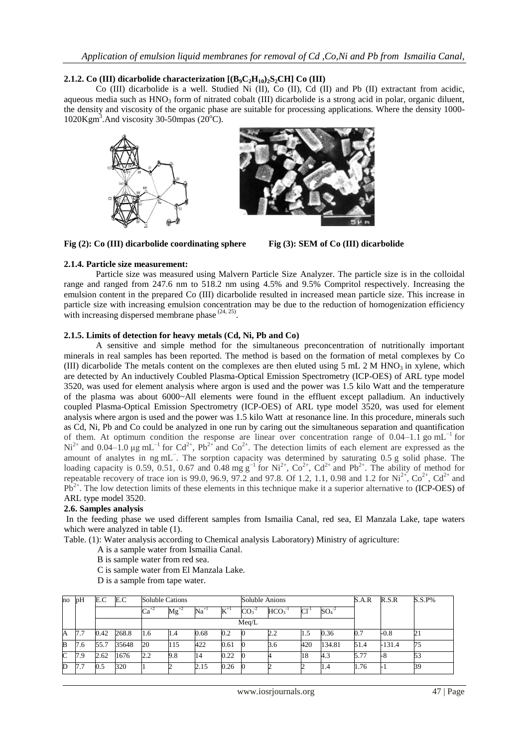### 2.1.2. Co (III) dicarbolide characterization $[(B_9C_2H_{10})_2S_2CH]$ Co (III)

Co (III) dicarbolide is a well. Studied Ni (II), Co (II), Cd (II) and Pb (II) extractant from acidic, aqueous media such as $HNO_3$ form of nitrated cobalt (III) dicarbolide is a strong acid in polar, organic diluent, the density and viscosity of the organic phase are suitable for processing applications. Where the density 1000-1020Kgm$^3$.And viscosity 30-50mpas (20$^o$C).

**Fig (2): Co (III) dicarbolide coordinating sphere** **Fig (3): SEM of Co (III) dicarbolide**

### 2.1.4. Particle size measurement:

Particle size was measured using Malvern Particle Size Analyzer. The particle size is in the colloidal range and ranged from 247.6 nm to 518.2 nm using 4.5% and 9.5% Compritol respectively. Increasing the emulsion content in the prepared Co (III) dicarbolide resulted in increased mean particle size. This increase in particle size with increasing emulsion concentration may be due to the reduction of homogenization efficiency with increasing dispersed membrane phase [24, 25].

### 2.1.5. Limits of detection for heavy metals (Cd, Ni, Pb and Co)

A sensitive and simple method for the simultaneous preconcentration of nutritionally important minerals in real samples has been reported. The method is based on the formation of metal complexes by Co (III) dicarbolide The metals content on the complexes are then eluted using 5 mL 2 M $HNO_3$ in xylene, which are detected by An inductively Coubled Plasma-Optical Emission Spectrometry (ICP-OES) of ARL type model 3520, was used for element analysis where argon is used and the power was 1.5 kilo Watt and the temperature of the plasma was about 6000~All elements were found in the effluent except palladium. An inductively coupled Plasma-Optical Emission Spectrometry (ICP-OES) of ARL type model 3520, was used for element analysis where argon is used and the power was 1.5 kilo Watt at resonance line. In this procedure, minerals such as Cd, Ni, Pb and Co could be analyzed in one run by caring out the simultaneous separation and quantification of them. At optimum condition the response are linear over concentration range of 0.04–1.1 go mL$^{-1}$ for $Ni^{2+}$ and 0.04–1.0 µg mL$^{-1}$ for $Cd^{2+}$, $Pb^{2+}$ and $Co^{2+}$. The detection limits of each element are expressed as the amount of analytes in ng mL$^{-}$. The sorption capacity was determined by saturating 0.5 g solid phase. The loading capacity is 0.59, 0.51, 0.67 and 0.48 mg g$^{-1}$ for $Ni^{2+}$, $Co^{2+}$, $Cd^{2+}$ and $Pb^{2+}$. The ability of method for repeatable recovery of trace ion is 99.0, 96.9, 97.2 and 97.8. Of 1.2, 1.1, 0.98 and 1.2 for $Ni^{2+}$, $Co^{2+}$, $Cd^{2+}$ and $Pb^{2+}$. The low detection limits of these elements in this technique make it a superior alternative to (ICP-OES) of ARL type model 3520.

### 2.6. Samples analysis

In the feeding phase we used different samples from Ismailia Canal, red sea, El Manzala Lake, tape waters which were analyzed in table (1).

Table. (1): Water analysis according to Chemical analysis Laboratory) Ministry of agriculture:

A is a sample water from Ismailia Canal.

B is sample water from red sea.

C is sample water from El Manzala Lake.

D is a sample from tape water.

| no | pH | E.C | E.C | Soluble Cations | | | | Soluble Anions | | | | S.A.R | R.S.R | S.S.P% |
|---|---|---|---|---|---|---|---|---|---|---|---|---|---|---|
| | | | | $Ca^{+2}$ | $Mg^{+2}$ | $Na^{+1}$ | $K^{+1}$ | $CO_3^{-2}$ | $HCO_3^{-1}$ | $Cl^{-1}$ | $SO_4^{-2}$ | | | |
| | | | | Meq/L | | | | | | | | | | |
| A | 7.7 | 0.42 | 268.8 | 1.6 | 1.4 | 0.68 | 0.2 | 0 | 2.2 | 1.5 | 0.36 | 0.7 | -0.8 | 21 |
| B | 7.6 | 55.7 | 35648 | 20 | 115 | 422 | 0.61 | 0 | 3.6 | 420 | 134.81 | 51.4 | -131.4 | 75 |
| C | 7.9 | 2.62 | 1676 | 2.2 | 9.8 | 14 | 0.22 | 0 | 4 | 18 | 4.3 | 5.77 | -8 | 53 |
| D | 7.7 | 0.5 | 320 | 1 | 2 | 2.15 | 0.26 | 0 | 2 | 2 | 1.4 | 1.76 | -1 | 39 |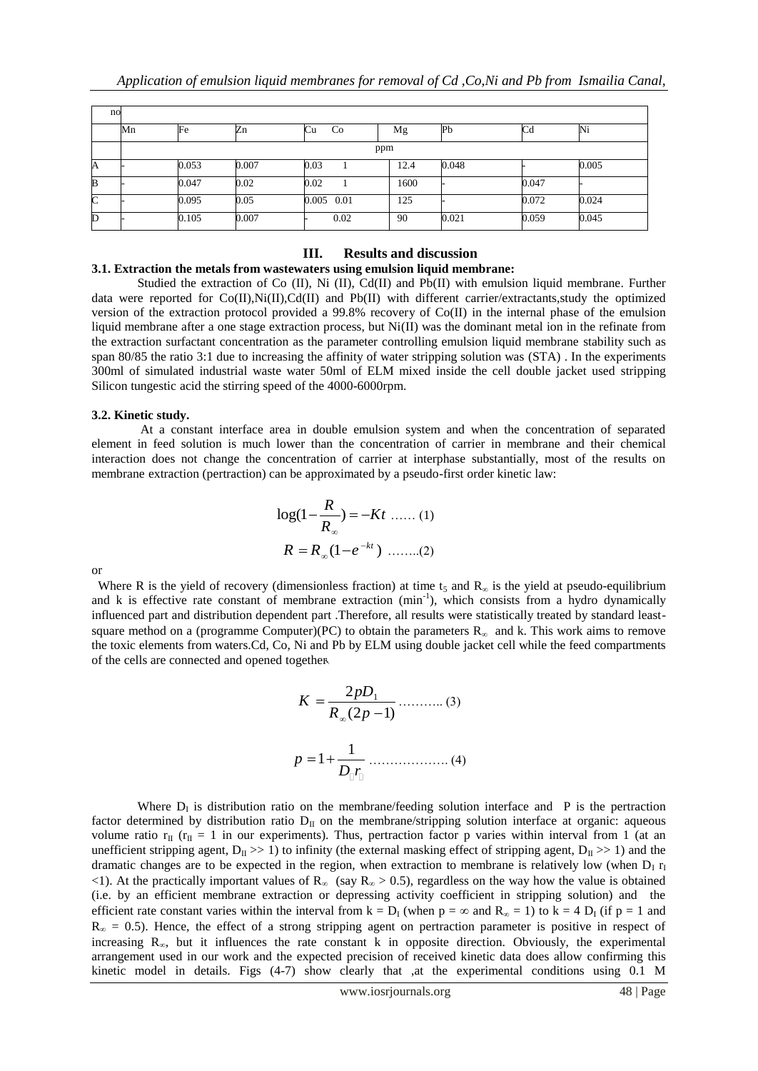| no | | | | | | | | | |
|---|---|---|---|---|---|---|---|---|---|
| | Mn | Fe | Zn | Cu | Co | Mg | Pb | Cd | Ni |
| | ppm | | | | | | | | |
| A | - | 0.053 | 0.007 | 0.03 | 1 | 12.4 | 0.048 | - | 0.005 |
| B | - | 0.047 | 0.02 | 0.02 | 1 | 1600 | - | 0.047 | - |
| C | - | 0.095 | 0.05 | 0.005 | 0.01 | 125 | - | 0.072 | 0.024 |
| D | - | 0.105 | 0.007 | - | 0.02 | 90 | 0.021 | 0.059 | 0.045 |

## III. Results and discussion

### 3.1. Extraction the metals from wastewaters using emulsion liquid membrane:

Studied the extraction of Co (II), Ni (II), Cd(II) and Pb(II) with emulsion liquid membrane. Further data were reported for Co(II),Ni(II),Cd(II) and Pb(II) with different carrier/extractants,study the optimized version of the extraction protocol provided a 99.8% recovery of Co(II) in the internal phase of the emulsion liquid membrane after a one stage extraction process, but Ni(II) was the dominant metal ion in the refinate from the extraction surfactant concentration as the parameter controlling emulsion liquid membrane stability such as span 80/85 the ratio 3:1 due to increasing the affinity of water stripping solution was (STA) . In the experiments 300ml of simulated industrial waste water 50ml of ELM mixed inside the cell double jacket used stripping Silicon tungestic acid the stirring speed of the 4000-6000rpm.

### 3.2. Kinetic study.

At a constant interface area in double emulsion system and when the concentration of separated element in feed solution is much lower than the concentration of carrier in membrane and their chemical interaction does not change the concentration of carrier at interphase substantially, most of the results on membrane extraction (pertraction) can be approximated by a pseudo-first order kinetic law:

$$\log(1-\frac{R}{R_{\infty}}) = -Kt \quad \text{...... (1)}$$

$$R = R_{\infty}(1-e^{-kt}) \quad \text{........(2)}$$

or

Where R is the yield of recovery (dimensionless fraction) at time $t_5$ and $R_{\infty}$ is the yield at pseudo-equilibrium and k is effective rate constant of membrane extraction ($min^{-1}$), which consists from a hydro dynamically influenced part and distribution dependent part .Therefore, all results were statistically treated by standard least-square method on a (programme Computer)(PC) to obtain the parameters $R_{\infty}$ and k. This work aims to remove the toxic elements from waters.Cd, Co, Ni and Pb by ELM using double jacket cell while the feed compartments of the cells are connected and opened together.

$$K = \frac{2pD_1}{R_{\infty}(2p-1)} \quad \text{........... (3)}$$

$$p = 1 + \frac{1}{D_{II} r_{II}} \quad \text{.................. (4)}$$

Where $D_I$ is distribution ratio on the membrane/feeding solution interface and P is the pertraction factor determined by distribution ratio $D_{II}$ on the membrane/stripping solution interface at organic: aqueous volume ratio $r_{II}$ ($r_{II}$ = 1 in our experiments). Thus, pertraction factor p varies within interval from 1 (at an unefficient stripping agent, $D_{II} >> 1$) to infinity (the external masking effect of stripping agent, $D_{II} >> 1$) and the dramatic changes are to be expected in the region, when extraction to membrane is relatively low (when $D_I r_I < 1$). At the practically important values of $R_{\infty}$ (say $R_{\infty} > 0.5$), regardless on the way how the value is obtained (i.e. by an efficient membrane extraction or depressing activity coefficient in stripping solution) and the efficient rate constant varies within the interval from $k = D_I$ (when $p = \infty$ and $R_{\infty} = 1$) to $k = 4 D_I$ (if $p = 1$ and $R_{\infty} = 0.5$). Hence, the effect of a strong stripping agent on pertraction parameter is positive in respect of increasing $R_{\infty}$, but it influences the rate constant k in opposite direction. Obviously, the experimental arrangement used in our work and the expected precision of received kinetic data does allow confirming this kinetic model in details. Figs (4-7) show clearly that ,at the experimental conditions using 0.1 M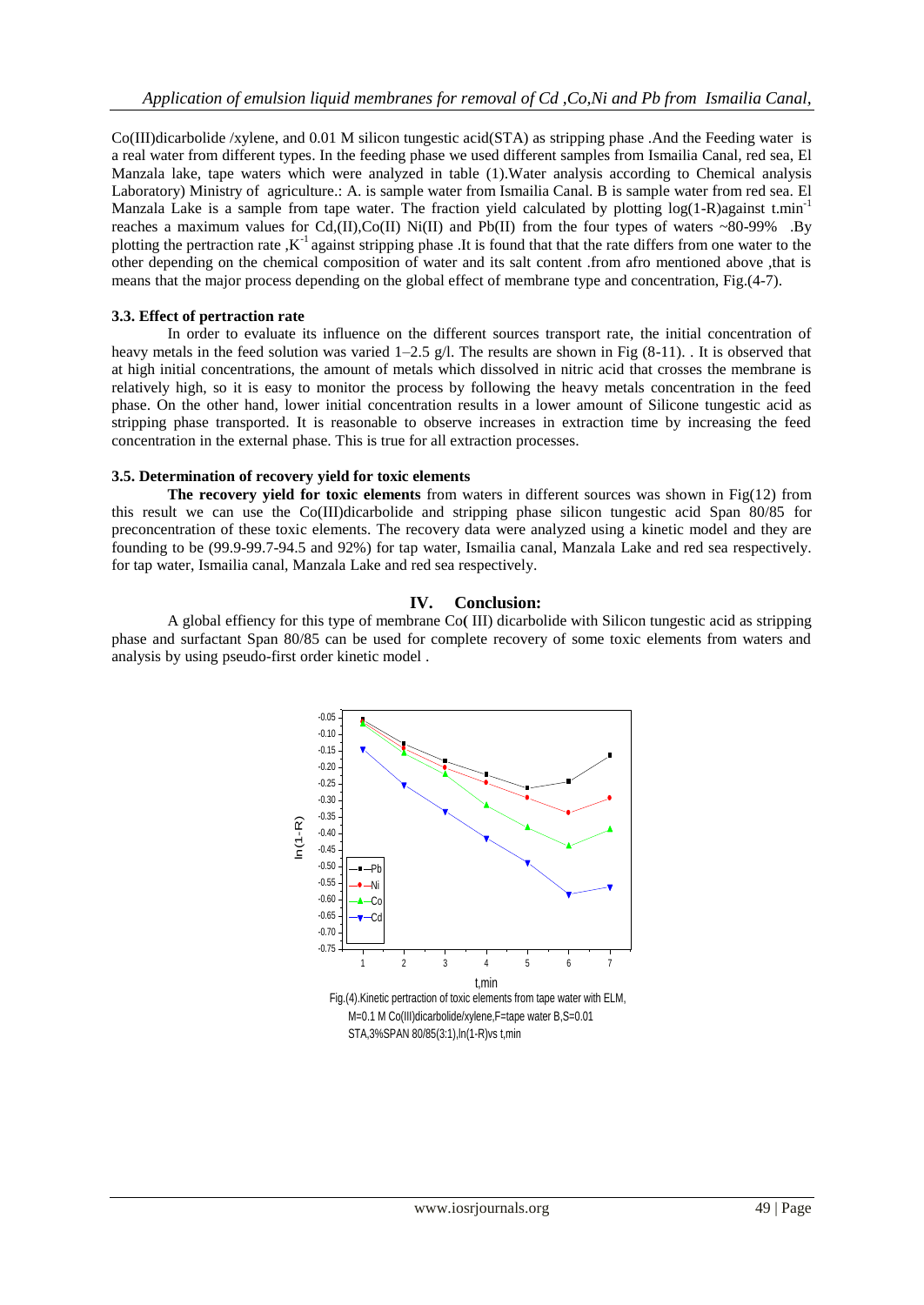Co(III)dicarbolide /xylene, and 0.01 M silicon tungestic acid(STA) as stripping phase .And the Feeding water is a real water from different types. In the feeding phase we used different samples from Ismailia Canal, red sea, El Manzala lake, tape waters which were analyzed in table (1).Water analysis according to Chemical analysis Laboratory) Ministry of agriculture.: A. is sample water from Ismailia Canal. B is sample water from red sea. El Manzala Lake is a sample from tape water. The fraction yield calculated by plotting log(1-R)against t.min$^{-1}$ reaches a maximum values for Cd,(II),Co(II) Ni(II) and Pb(II) from the four types of waters ~80-99% .By plotting the pertraction rate ,K$^{-1}$ against stripping phase .It is found that that the rate differs from one water to the other depending on the chemical composition of water and its salt content .from afro mentioned above ,that is means that the major process depending on the global effect of membrane type and concentration, Fig.(4-7).

### 3.3. Effect of pertraction rate

In order to evaluate its influence on the different sources transport rate, the initial concentration of heavy metals in the feed solution was varied 1–2.5 g/l. The results are shown in Fig (8-11). . It is observed that at high initial concentrations, the amount of metals which dissolved in nitric acid that crosses the membrane is relatively high, so it is easy to monitor the process by following the heavy metals concentration in the feed phase. On the other hand, lower initial concentration results in a lower amount of Silicone tungestic acid as stripping phase transported. It is reasonable to observe increases in extraction time by increasing the feed concentration in the external phase. This is true for all extraction processes.

### 3.5. Determination of recovery yield for toxic elements

**The recovery yield for toxic elements** from waters in different sources was shown in Fig(12) from this result we can use the Co(III)dicarbolide and stripping phase silicon tungestic acid Span 80/85 for preconcentration of these toxic elements. The recovery data were analyzed using a kinetic model and they are founding to be (99.9-99.7-94.5 and 92%) for tap water, Ismailia canal, Manzala Lake and red sea respectively. for tap water, Ismailia canal, Manzala Lake and red sea respectively.

## IV. Conclusion:

A global effiency for this type of membrane Co( III) dicarbolide with Silicon tungestic acid as stripping phase and surfactant Span 80/85 can be used for complete recovery of some toxic elements from waters and analysis by using pseudo-first order kinetic model .

Fig.(4).Kinetic pertraction of toxic elements from tape water with ELM, M=0.1 M Co(III)dicarbolide/xylene,F=tape water B,S=0.01 STA,3%SPAN 80/85(3:1),ln(1-R)vs t,min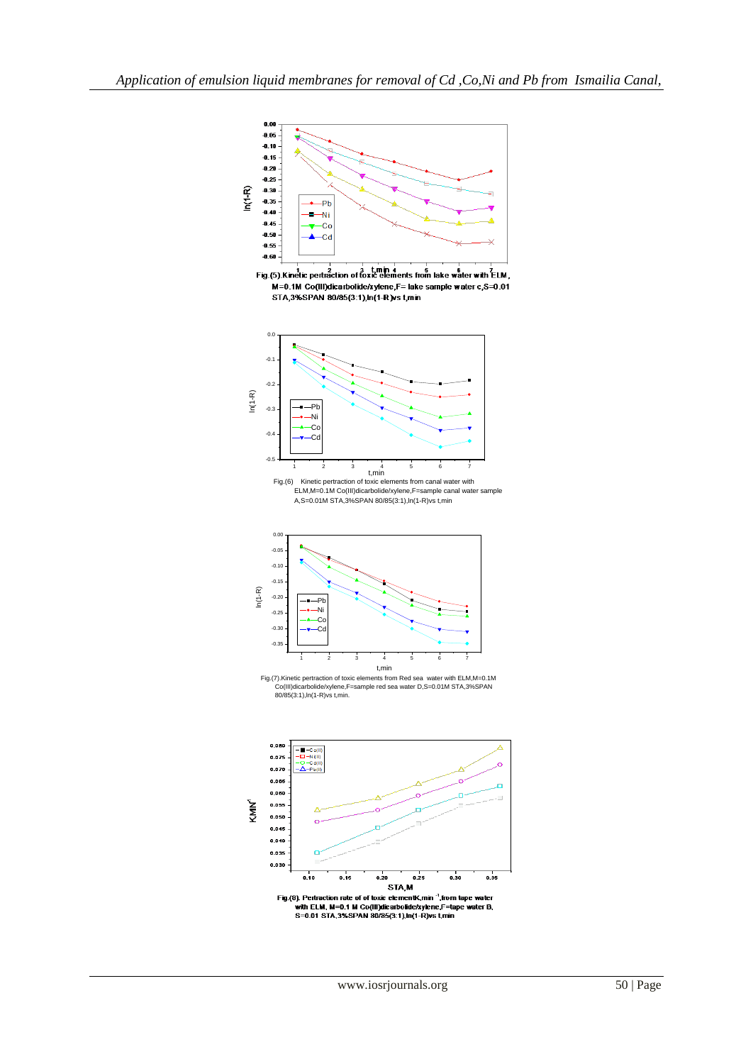Fig.(5).Kinetic pertraction of toxic elements from lake water with ELM, M=0.1M Co(III)dicarbolide/xylene,F= lake sample water c,S=0.01 STA,3%SPAN 80/85(3:1),ln(1-R)vs t,min

Fig.(6) Kinetic pertraction of toxic elements from canal water with ELM,M=0.1M Co(III)dicarbolide/xylene,F=sample canal water sample A,S=0.01M STA,3%SPAN 80/85(3:1),ln(1-R)vs t,min

Fig.(7).Kinetic pertraction of toxic elements from Red sea water with ELM,M=0.1M Co(III)dicarbolide/xylene,F=sample red sea water D,S=0.01M STA,3%SPAN 80/85(3:1),ln(1-R)vs t,min.

Fig.(8). Pertraction rate of of toxic elementK,min $^{-1}$,from tape water with ELM, M=0.1 M Co(III)dicarbolide/xylene,F=tape water B, S=0.01 STA,3%SPAN 80/85(3:1),ln(1-R)vs t,min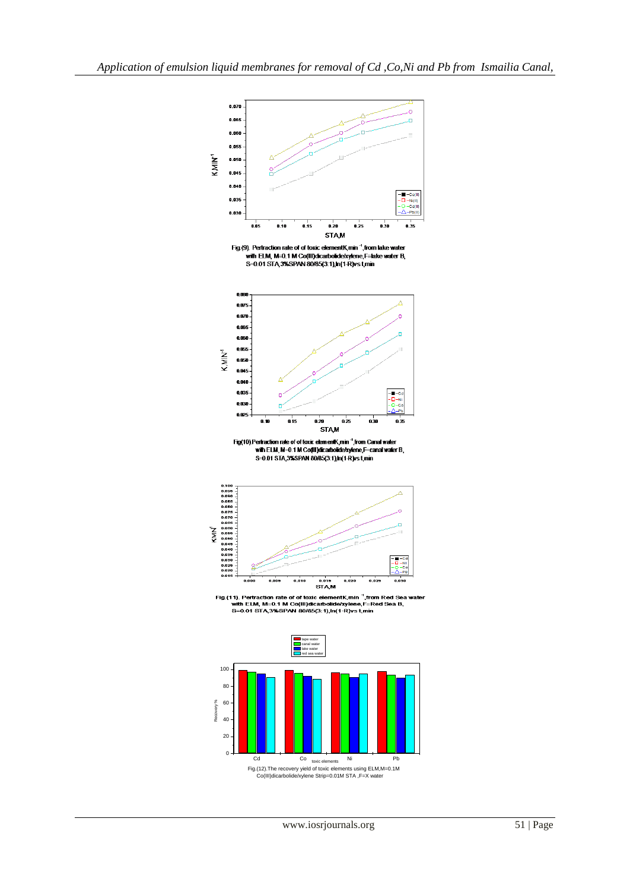Fig.(9). Pertraction rate of of toxic elementK,min $^{-1}$,from lake water with ELM, M=0.1 M Co(III)dicarbolide/xylene,F=lake water B, S=0.01 STA,3%SPAN 80/85(3:1),ln(1-R)vs t,min

Fig(10).Pertraction rate of of toxic elementK,min $^{-1}$,from Canal water with ELM, M=0.1 M Co(III)dicarbolide/xylene,F=canal water B, S=0.01 STA,3%SPAN 80/85(3:1),ln(1-R)vs t,min

Fig.(11). Pertraction rate of of toxic elementK,min $^{-1}$,from Red Sea water with ELM, M=0.1 M Co(III)dicarbolide/xylene,F=Red Sea B, S=0.01 STA,3%SPAN 80/85(3:1),ln(1-R)vs t,min

Fig.(12).The recovery yield of toxic elements using ELM,M=0.1M Co(III)dicarbolide/xylene Strip=0.01M STA ,F=X water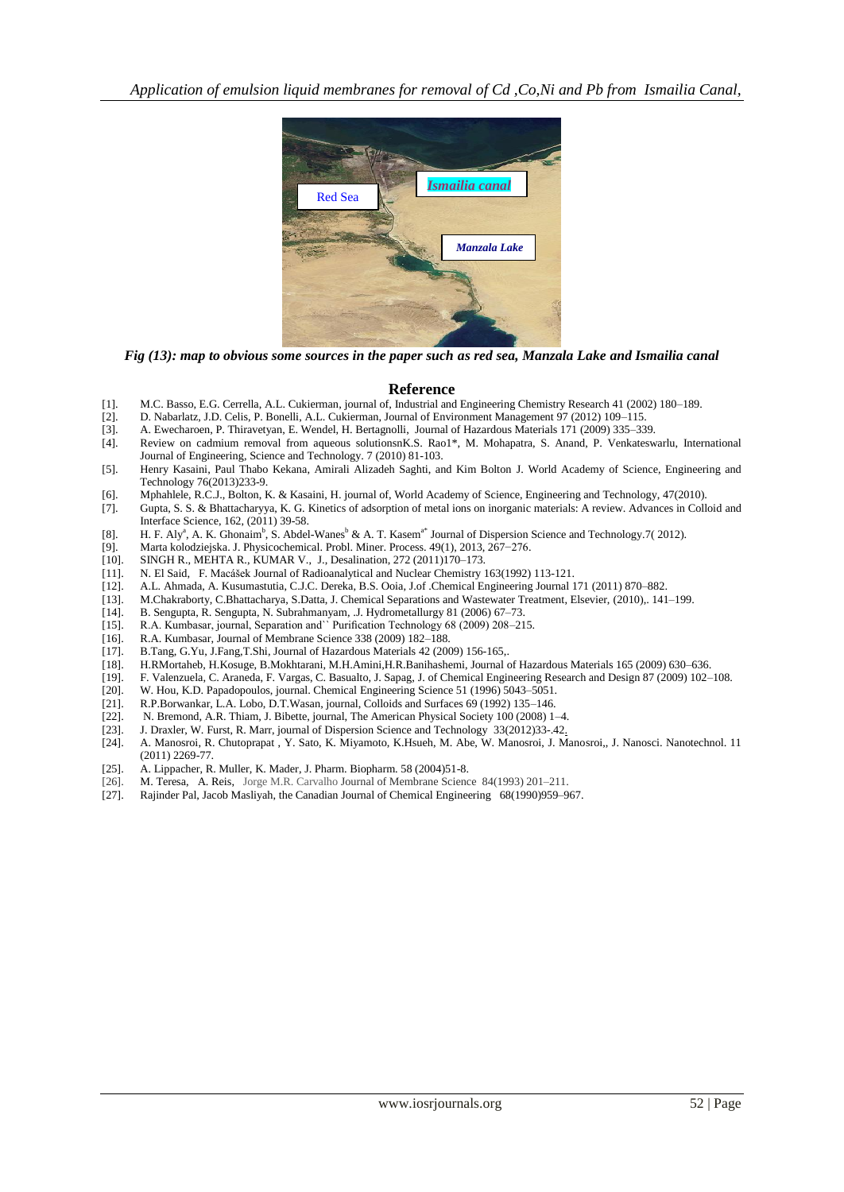Red Sea

Ismailia canal

Manzala Lake

***Fig (13): map to obvious some sources in the paper such as red sea, Manzala Lake and Ismailia canal***

## Reference

[1]. M.C. Basso, E.G. Cerrella, A.L. Cukierman, journal of, Industrial and Engineering Chemistry Research 41 (2002) 180–189.

[2]. D. Nabarlatz, J.D. Celis, P. Bonelli, A.L. Cukierman, Journal of Environment Management 97 (2012) 109–115.

[3]. A. Ewecharoen, P. Thiravetyan, E. Wendel, H. Bertagnolli, Journal of Hazardous Materials 171 (2009) 335–339.

[4]. Review on cadmium removal from aqueous solutionsnK.S. Rao1*, M. Mohapatra, S. Anand, P. Venkateswarlu, International Journal of Engineering, Science and Technology. 7 (2010) 81-103.

[5]. Henry Kasaini, Paul Thabo Kekana, Amirali Alizadeh Saghti, and Kim Bolton J. World Academy of Science, Engineering and Technology 76(2013)233-9.

[6]. Mphahlele, R.C.J., Bolton, K. & Kasaini, H. journal of, World Academy of Science, Engineering and Technology, 47(2010).

[7]. Gupta, S. S. & Bhattacharyya, K. G. Kinetics of adsorption of metal ions on inorganic materials: A review. Advances in Colloid and Interface Science, 162, (2011) 39-58.

[8]. H. F. Aly[a], A. K. Ghonaim[b], S. Abdel-Wanes[b] & A. T. Kasem[a*] Journal of Dispersion Science and Technology.7( 2012).

[9]. Marta kolodziejska. J. Physicochemical. Probl. Miner. Process. 49(1), 2013, 267−276.

[10]. SINGH R., MEHTA R., KUMAR V., J., Desalination, 272 (2011)170–173.

[11]. N. El Said, F. Macášek Journal of Radioanalytical and Nuclear Chemistry 163(1992) 113-121.

[12]. A.L. Ahmada, A. Kusumastutia, C.J.C. Dereka, B.S. Ooia, J.of .Chemical Engineering Journal 171 (2011) 870–882.

[13]. M.Chakraborty, C.Bhattacharya, S.Datta, J. Chemical Separations and Wastewater Treatment, Elsevier, (2010),. 141–199.

[14]. B. Sengupta, R. Sengupta, N. Subrahmanyam, .J. Hydrometallurgy 81 (2006) 67–73.

[15]. R.A. Kumbasar, journal, Separation and`` Purification Technology 68 (2009) 208–215.

[16]. R.A. Kumbasar, Journal of Membrane Science 338 (2009) 182–188.

[17]. B.Tang, G.Yu, J.Fang,T.Shi, Journal of Hazardous Materials 42 (2009) 156-165,.

[18]. H.RMortaheb, H.Kosuge, B.Mokhtarani, M.H.Amini,H.R.Banihashemi, Journal of Hazardous Materials 165 (2009) 630–636.

[19]. F. Valenzuela, C. Araneda, F. Vargas, C. Basualto, J. Sapag, J. of Chemical Engineering Research and Design 87 (2009) 102–108.

[20]. W. Hou, K.D. Papadopoulos, journal. Chemical Engineering Science 51 (1996) 5043–5051.

[21]. R.P.Borwankar, L.A. Lobo, D.T.Wasan, journal, Colloids and Surfaces 69 (1992) 135–146.

[22]. N. Bremond, A.R. Thiam, J. Bibette, journal, The American Physical Society 100 (2008) 1–4.

[23]. J. Draxler, W. Furst, R. Marr, journal of Dispersion Science and Technology 33(2012)33-.42.

[24]. A. Manosroi, R. Chutoprapat , Y. Sato, K. Miyamoto, K.Hsueh, M. Abe, W. Manosroi, J. Manosroi,, J. Nanosci. Nanotechnol. 11 (2011) 2269-77.

[25]. A. Lippacher, R. Muller, K. Mader, J. Pharm. Biopharm. 58 (2004)51-8.

[26]. M. Teresa, A. Reis, Jorge M.R. Carvalho Journal of Membrane Science 84(1993) 201–211.

[27]. Rajinder Pal, Jacob Masliyah, the Canadian Journal of Chemical Engineering 68(1990)959–967.